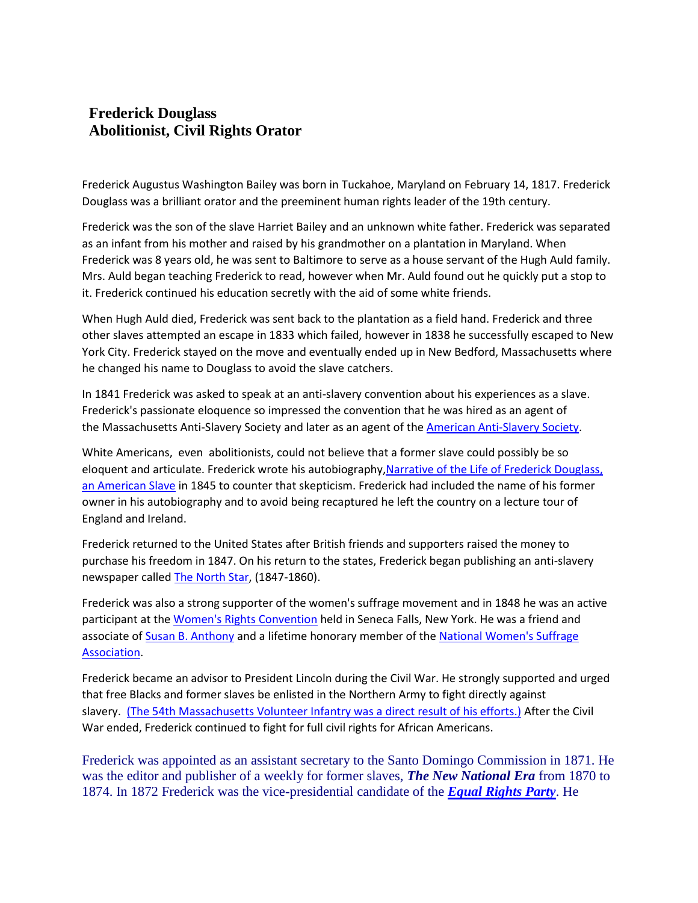# Frederick Douglass
## Abolitionist, Civil Rights Orator

Frederick Augustus Washington Bailey was born in Tuckahoe, Maryland on February 14, 1817. Frederick Douglass was a brilliant orator and the preeminent human rights leader of the 19th century.

Frederick was the son of the slave Harriet Bailey and an unknown white father. Frederick was separated as an infant from his mother and raised by his grandmother on a plantation in Maryland. When Frederick was 8 years old, he was sent to Baltimore to serve as a house servant of the Hugh Auld family. Mrs. Auld began teaching Frederick to read, however when Mr. Auld found out he quickly put a stop to it. Frederick continued his education secretly with the aid of some white friends.

When Hugh Auld died, Frederick was sent back to the plantation as a field hand. Frederick and three other slaves attempted an escape in 1833 which failed, however in 1838 he successfully escaped to New York City. Frederick stayed on the move and eventually ended up in New Bedford, Massachusetts where he changed his name to Douglass to avoid the slave catchers.

In 1841 Frederick was asked to speak at an anti-slavery convention about his experiences as a slave. Frederick's passionate eloquence so impressed the convention that he was hired as an agent of the Massachusetts Anti-Slavery Society and later as an agent of the American Anti-Slavery Society.

White Americans, even abolitionists, could not believe that a former slave could possibly be so eloquent and articulate. Frederick wrote his autobiography, Narrative of the Life of Frederick Douglass, an American Slave in 1845 to counter that skepticism. Frederick had included the name of his former owner in his autobiography and to avoid being recaptured he left the country on a lecture tour of England and Ireland.

Frederick returned to the United States after British friends and supporters raised the money to purchase his freedom in 1847. On his return to the states, Frederick began publishing an anti-slavery newspaper called The North Star, (1847-1860).

Frederick was also a strong supporter of the women's suffrage movement and in 1848 he was an active participant at the Women's Rights Convention held in Seneca Falls, New York. He was a friend and associate of Susan B. Anthony and a lifetime honorary member of the National Women's Suffrage Association.

Frederick became an advisor to President Lincoln during the Civil War. He strongly supported and urged that free Blacks and former slaves be enlisted in the Northern Army to fight directly against slavery. (The 54th Massachusetts Volunteer Infantry was a direct result of his efforts.) After the Civil War ended, Frederick continued to fight for full civil rights for African Americans.

Frederick was appointed as an assistant secretary to the Santo Domingo Commission in 1871. He was the editor and publisher of a weekly for former slaves, ***The New National Era*** from 1870 to 1874. In 1872 Frederick was the vice-presidential candidate of the ***Equal Rights Party***. He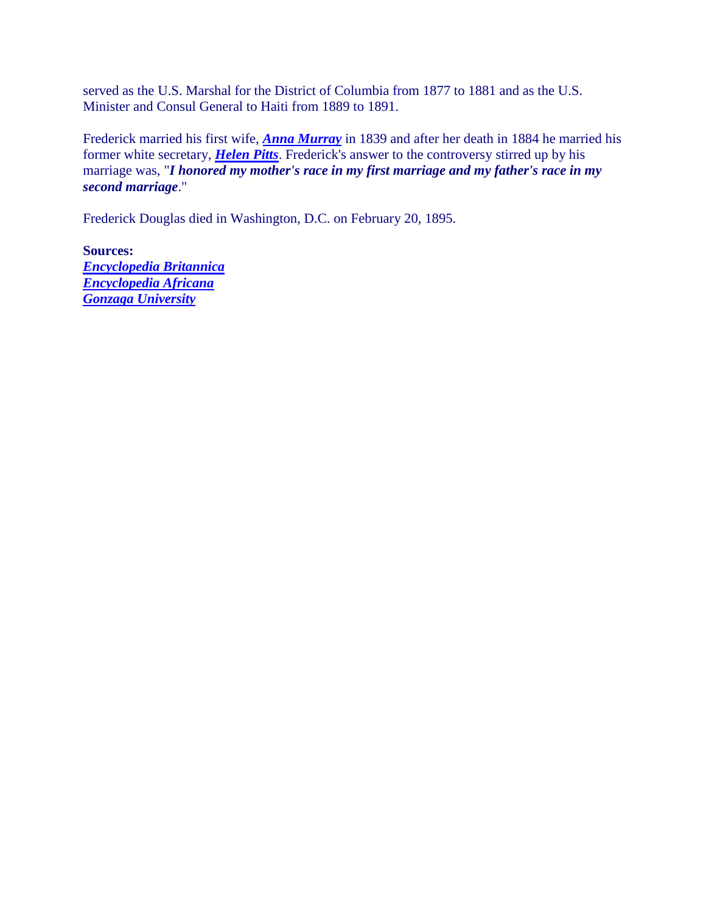served as the U.S. Marshal for the District of Columbia from 1877 to 1881 and as the U.S. Minister and Consul General to Haiti from 1889 to 1891.

Frederick married his first wife, ***Anna Murray*** in 1839 and after her death in 1884 he married his former white secretary, ***Helen Pitts***. Frederick's answer to the controversy stirred up by his marriage was, "***I honored my mother's race in my first marriage and my father's race in my second marriage***."

Frederick Douglas died in Washington, D.C. on February 20, 1895.

**Sources:**
***Encyclopedia Britannica***
***Encyclopedia Africana***
***Gonzaga University***